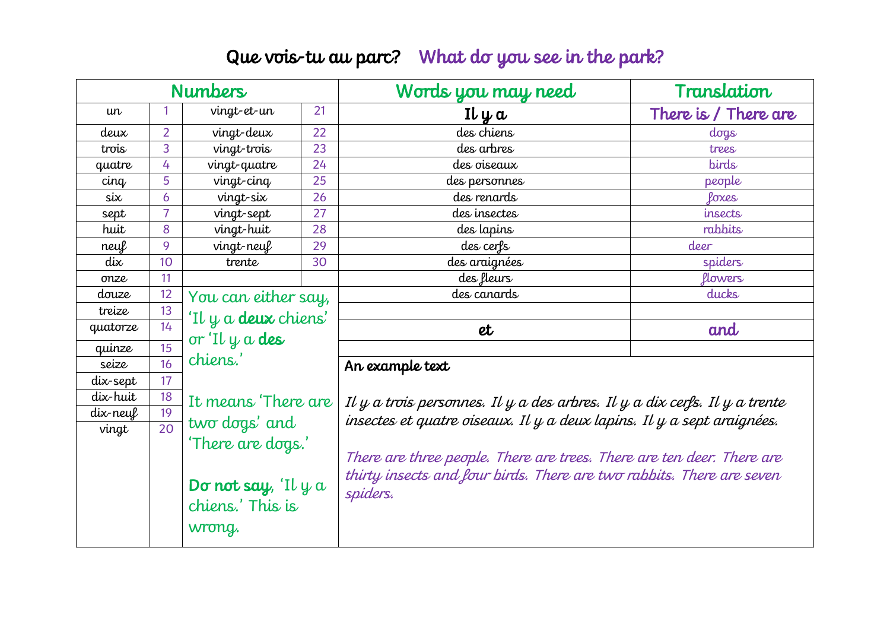# Que vois-tu au parc? What do you see in the park?

| Numbers | | | | Words you may need | Translation |
|---|---|---|---|---|---|
| un | 1 | vingt-et-un | 21 | **Il y a** | **There is / There are** |
| deux | 2 | vingt-deux | 22 | des chiens | dogs |
| trois | 3 | vingt-trois | 23 | des arbres | trees |
| quatre | 4 | vingt-quatre | 24 | des oiseaux | birds |
| cinq | 5 | vingt-cinq | 25 | des personnes | people |
| six | 6 | vingt-six | 26 | des renards | foxes |
| sept | 7 | vingt-sept | 27 | des insectes | insects |
| huit | 8 | vingt-huit | 28 | des lapins | rabbits |
| neuf | 9 | vingt-neuf | 29 | des cerfs | deer |
| dix | 10 | trente | 30 | des araignées | spiders |
| onze | 11 | | | des fleurs | flowers |
| douze | 12 | | | des canards | ducks |
| treize | 13 | | | | |
| quatorze | 14 | | | **et** | **and** |
| quinze | 15 | | | | |
| seize | 16 | | | | |
| dix-sept | 17 | | | | |
| dix-huit | 18 | | | | |
| dix-neuf | 19 | | | | |
| vingt | 20 | | | | |

You can either say, 'Il y a **deux** chiens' or 'Il y a **des** chiens.'

It means 'There are two dogs' and 'There are dogs.'

**Do not say**, 'Il y a chiens.' This is wrong.

**An example text**

*Il y a trois personnes. Il y a des arbres. Il y a dix cerfs. Il y a trente insectes et quatre oiseaux. Il y a deux lapins. Il y a sept araignées.*

*There are three people. There are trees. There are ten deer. There are thirty insects and four birds. There are two rabbits. There are seven spiders.*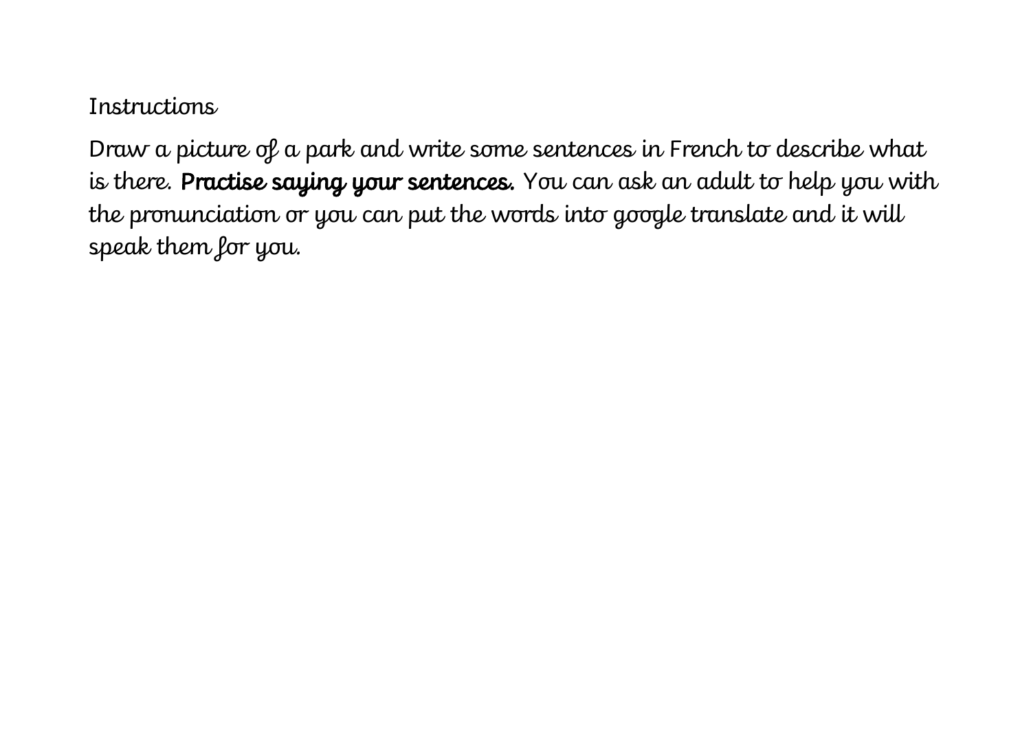Instructions

Draw a picture of a park and write some sentences in French to describe what is there. **Practise saying your sentences.** You can ask an adult to help you with the pronunciation or you can put the words into google translate and it will speak them for you.